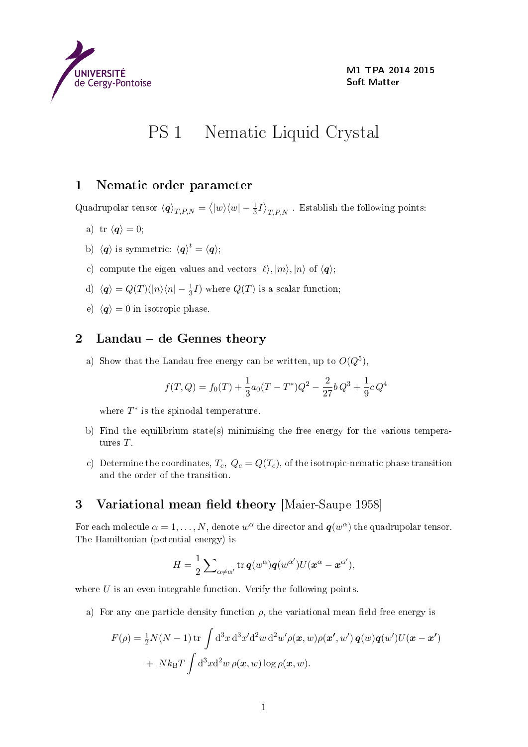M1 TPA 2014-2015
Soft Matter

# PS 1 Nematic Liquid Crystal

## 1 Nematic order parameter

Quadrupolar tensor $\langle \boldsymbol{q} \rangle_{T,P,N} = \left\langle |w\rangle\langle w| - \frac{1}{3}I \right\rangle_{T,P,N}$ . Establish the following points:

a) tr $\langle \boldsymbol{q} \rangle = 0$;

b) $\langle \boldsymbol{q} \rangle$ is symmetric: $\langle \boldsymbol{q} \rangle^t = \langle \boldsymbol{q} \rangle$;

c) compute the eigen values and vectors $|\ell\rangle, |m\rangle, |n\rangle$ of $\langle \boldsymbol{q} \rangle$;

d) $\langle \boldsymbol{q} \rangle = Q(T)(|n\rangle\langle n| - \frac{1}{3}I)$ where $Q(T)$ is a scalar function;

e) $\langle \boldsymbol{q} \rangle = 0$ in isotropic phase.

## 2 Landau – de Gennes theory

a) Show that the Landau free energy can be written, up to $O(Q^5)$,

$$f(T,Q) = f_0(T) + \frac{1}{3}a_0(T - T^*)Q^2 - \frac{2}{27}b\,Q^3 + \frac{1}{9}c\,Q^4$$

where $T^*$ is the spinodal temperature.

b) Find the equilibrium state(s) minimising the free energy for the various temperatures $T$.

c) Determine the coordinates, $T_c,\ Q_c = Q(T_c)$, of the isotropic-nematic phase transition and the order of the transition.

## 3 Variational mean field theory [Maier-Saupe 1958]

For each molecule $\alpha = 1, \ldots, N$, denote $w^\alpha$ the director and $\boldsymbol{q}(w^\alpha)$ the quadrupolar tensor. The Hamiltonian (potential energy) is

$$H = \frac{1}{2}\sum\nolimits_{\alpha \neq \alpha'} \operatorname{tr} \boldsymbol{q}(w^\alpha)\boldsymbol{q}(w^{\alpha'})U(\boldsymbol{x}^\alpha - \boldsymbol{x}^{\alpha'}),$$

where $U$ is an even integrable function. Verify the following points.

a) For any one particle density function $\rho$, the variational mean field free energy is

$$F(\rho) = \tfrac{1}{2}N(N-1)\operatorname{tr}\int \mathrm{d}^3x\,\mathrm{d}^3x'\mathrm{d}^2w\,\mathrm{d}^2w'\rho(\boldsymbol{x},w)\rho(\boldsymbol{x'},w')\,\boldsymbol{q}(w)\boldsymbol{q}(w')U(\boldsymbol{x}-\boldsymbol{x'})$$
$$+\ Nk_\mathrm{B}T\int \mathrm{d}^3x\mathrm{d}^2w\,\rho(\boldsymbol{x},w)\log\rho(\boldsymbol{x},w).$$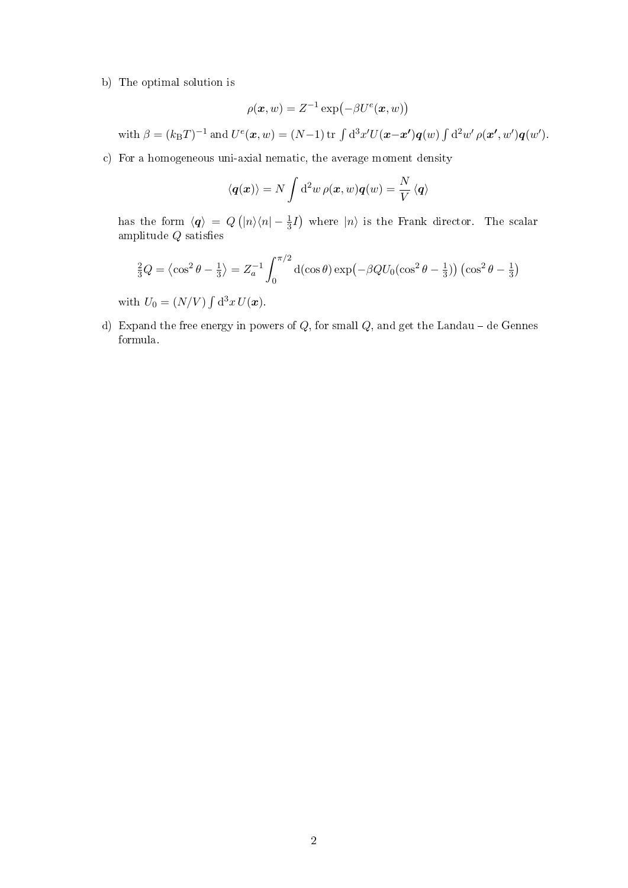b) The optimal solution is

$$\rho(\boldsymbol{x}, w) = Z^{-1} \exp\bigl(-\beta U^e(\boldsymbol{x}, w)\bigr)$$

with $\beta = (k_{\mathrm{B}}T)^{-1}$ and $U^e(\boldsymbol{x}, w) = (N-1)\,\mathrm{tr} \int \mathrm{d}^3x' U(\boldsymbol{x}-\boldsymbol{x'})\boldsymbol{q}(w) \int \mathrm{d}^2w'\, \rho(\boldsymbol{x'}, w')\boldsymbol{q}(w')$.

c) For a homogeneous uni-axial nematic, the average moment density

$$\langle \boldsymbol{q}(\boldsymbol{x}) \rangle = N \int \mathrm{d}^2 w\, \rho(\boldsymbol{x}, w)\boldsymbol{q}(w) = \frac{N}{V} \langle \boldsymbol{q} \rangle$$

has the form $\langle \boldsymbol{q} \rangle = Q\left(|n\rangle\langle n| - \tfrac{1}{3}I\right)$ where $|n\rangle$ is the Frank director. The scalar amplitude $Q$ satisfies

$$\tfrac{2}{3}Q = \left\langle \cos^2\theta - \tfrac{1}{3} \right\rangle = Z_a^{-1} \int_0^{\pi/2} \mathrm{d}(\cos\theta) \exp\bigl(-\beta Q U_0 (\cos^2\theta - \tfrac{1}{3})\bigr) \left(\cos^2\theta - \tfrac{1}{3}\right)$$

with $U_0 = (N/V) \int \mathrm{d}^3x\, U(\boldsymbol{x})$.

d) Expand the free energy in powers of $Q$, for small $Q$, and get the Landau – de Gennes formula.